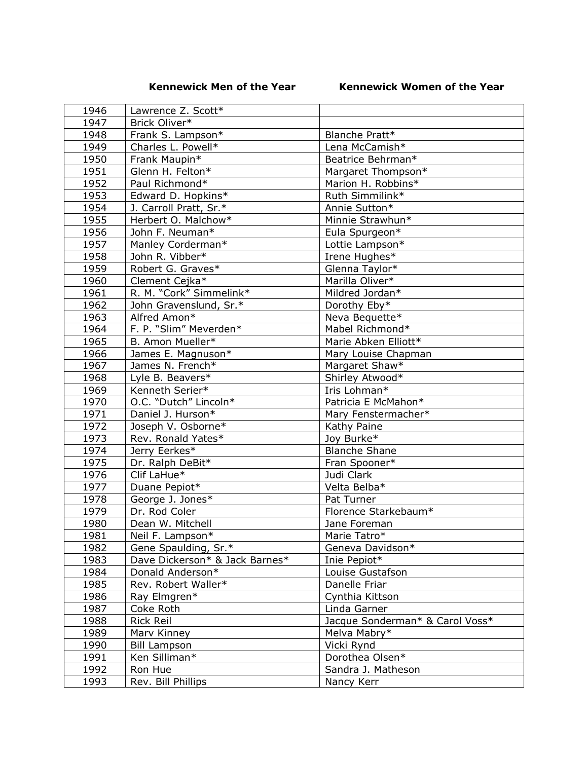| | Kennewick Men of the Year | Kennewick Women of the Year |
|---|---|---|
| 1946 | Lawrence Z. Scott* | |
| 1947 | Brick Oliver* | |
| 1948 | Frank S. Lampson* | Blanche Pratt* |
| 1949 | Charles L. Powell* | Lena McCamish* |
| 1950 | Frank Maupin* | Beatrice Behrman* |
| 1951 | Glenn H. Felton* | Margaret Thompson* |
| 1952 | Paul Richmond* | Marion H. Robbins* |
| 1953 | Edward D. Hopkins* | Ruth Simmilink* |
| 1954 | J. Carroll Pratt, Sr.* | Annie Sutton* |
| 1955 | Herbert O. Malchow* | Minnie Strawhun* |
| 1956 | John F. Neuman* | Eula Spurgeon* |
| 1957 | Manley Corderman* | Lottie Lampson* |
| 1958 | John R. Vibber* | Irene Hughes* |
| 1959 | Robert G. Graves* | Glenna Taylor* |
| 1960 | Clement Cejka* | Marilla Oliver* |
| 1961 | R. M. "Cork" Simmelink* | Mildred Jordan* |
| 1962 | John Gravenslund, Sr.* | Dorothy Eby* |
| 1963 | Alfred Amon* | Neva Bequette* |
| 1964 | F. P. "Slim" Meverden* | Mabel Richmond* |
| 1965 | B. Amon Mueller* | Marie Abken Elliott* |
| 1966 | James E. Magnuson* | Mary Louise Chapman |
| 1967 | James N. French* | Margaret Shaw* |
| 1968 | Lyle B. Beavers* | Shirley Atwood* |
| 1969 | Kenneth Serier* | Iris Lohman* |
| 1970 | O.C. "Dutch" Lincoln* | Patricia E McMahon* |
| 1971 | Daniel J. Hurson* | Mary Fenstermacher* |
| 1972 | Joseph V. Osborne* | Kathy Paine |
| 1973 | Rev. Ronald Yates* | Joy Burke* |
| 1974 | Jerry Eerkes* | Blanche Shane |
| 1975 | Dr. Ralph DeBit* | Fran Spooner* |
| 1976 | Clif LaHue* | Judi Clark |
| 1977 | Duane Pepiot* | Velta Belba* |
| 1978 | George J. Jones* | Pat Turner |
| 1979 | Dr. Rod Coler | Florence Starkebaum* |
| 1980 | Dean W. Mitchell | Jane Foreman |
| 1981 | Neil F. Lampson* | Marie Tatro* |
| 1982 | Gene Spaulding, Sr.* | Geneva Davidson* |
| 1983 | Dave Dickerson* & Jack Barnes* | Inie Pepiot* |
| 1984 | Donald Anderson* | Louise Gustafson |
| 1985 | Rev. Robert Waller* | Danelle Friar |
| 1986 | Ray Elmgren* | Cynthia Kittson |
| 1987 | Coke Roth | Linda Garner |
| 1988 | Rick Reil | Jacque Sonderman* & Carol Voss* |
| 1989 | Marv Kinney | Melva Mabry* |
| 1990 | Bill Lampson | Vicki Rynd |
| 1991 | Ken Silliman* | Dorothea Olsen* |
| 1992 | Ron Hue | Sandra J. Matheson |
| 1993 | Rev. Bill Phillips | Nancy Kerr |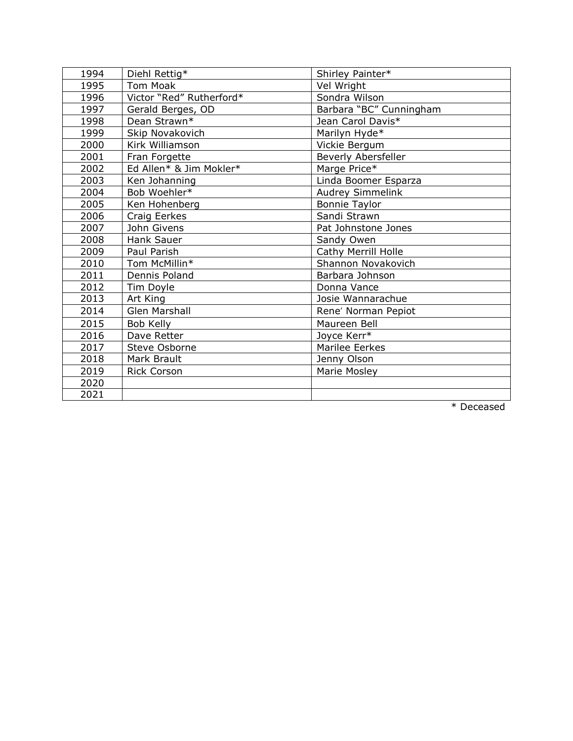| | | |
|---|---|---|
| 1994 | Diehl Rettig* | Shirley Painter* |
| 1995 | Tom Moak | Vel Wright |
| 1996 | Victor “Red” Rutherford* | Sondra Wilson |
| 1997 | Gerald Berges, OD | Barbara “BC” Cunningham |
| 1998 | Dean Strawn* | Jean Carol Davis* |
| 1999 | Skip Novakovich | Marilyn Hyde* |
| 2000 | Kirk Williamson | Vickie Bergum |
| 2001 | Fran Forgette | Beverly Abersfeller |
| 2002 | Ed Allen* & Jim Mokler* | Marge Price* |
| 2003 | Ken Johanning | Linda Boomer Esparza |
| 2004 | Bob Woehler* | Audrey Simmelink |
| 2005 | Ken Hohenberg | Bonnie Taylor |
| 2006 | Craig Eerkes | Sandi Strawn |
| 2007 | John Givens | Pat Johnstone Jones |
| 2008 | Hank Sauer | Sandy Owen |
| 2009 | Paul Parish | Cathy Merrill Holle |
| 2010 | Tom McMillin* | Shannon Novakovich |
| 2011 | Dennis Poland | Barbara Johnson |
| 2012 | Tim Doyle | Donna Vance |
| 2013 | Art King | Josie Wannarachue |
| 2014 | Glen Marshall | Rene′ Norman Pepiot |
| 2015 | Bob Kelly | Maureen Bell |
| 2016 | Dave Retter | Joyce Kerr* |
| 2017 | Steve Osborne | Marilee Eerkes |
| 2018 | Mark Brault | Jenny Olson |
| 2019 | Rick Corson | Marie Mosley |
| 2020 | | |
| 2021 | | |

* Deceased